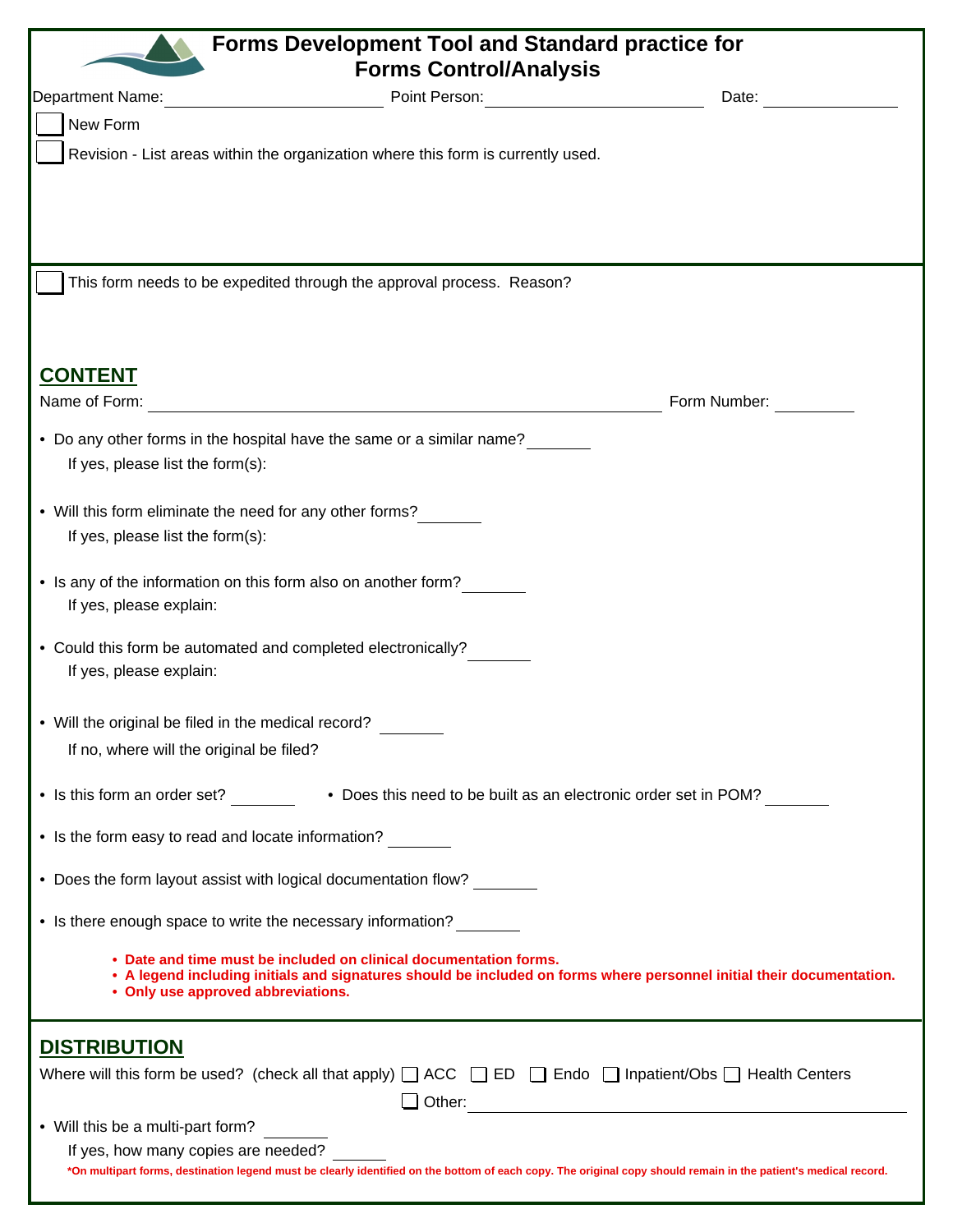# Forms Development Tool and Standard practice for Forms Control/Analysis

Department Name: ______________________ Point Person: ______________________ Date: ______________

☐ New Form

☐ Revision - List areas within the organization where this form is currently used.

☐ This form needs to be expedited through the approval process. Reason?

## CONTENT

Name of Form: ____________________________________________ Form Number: ________

- Do any other forms in the hospital have the same or a similar name? ________
  If yes, please list the form(s):
- Will this form eliminate the need for any other forms? ________
  If yes, please list the form(s):
- Is any of the information on this form also on another form? ________
  If yes, please explain:
- Could this form be automated and completed electronically? ________
  If yes, please explain:
- Will the original be filed in the medical record? ________
  If no, where will the original be filed?
- Is this form an order set? ________
- Does this need to be built as an electronic order set in POM? ________
- Is the form easy to read and locate information? ________
- Does the form layout assist with logical documentation flow? ________
- Is there enough space to write the necessary information? ________

  - **Date and time must be included on clinical documentation forms.**
  - **A legend including initials and signatures should be included on forms where personnel initial their documentation.**
  - **Only use approved abbreviations.**

## DISTRIBUTION

Where will this form be used? (check all that apply) ☐ ACC ☐ ED ☐ Endo ☐ Inpatient/Obs ☐ Health Centers

☐ Other: ________________________________________

- Will this be a multi-part form? ________
  If yes, how many copies are needed? ________

**\*On multipart forms, destination legend must be clearly identified on the bottom of each copy. The original copy should remain in the patient's medical record.**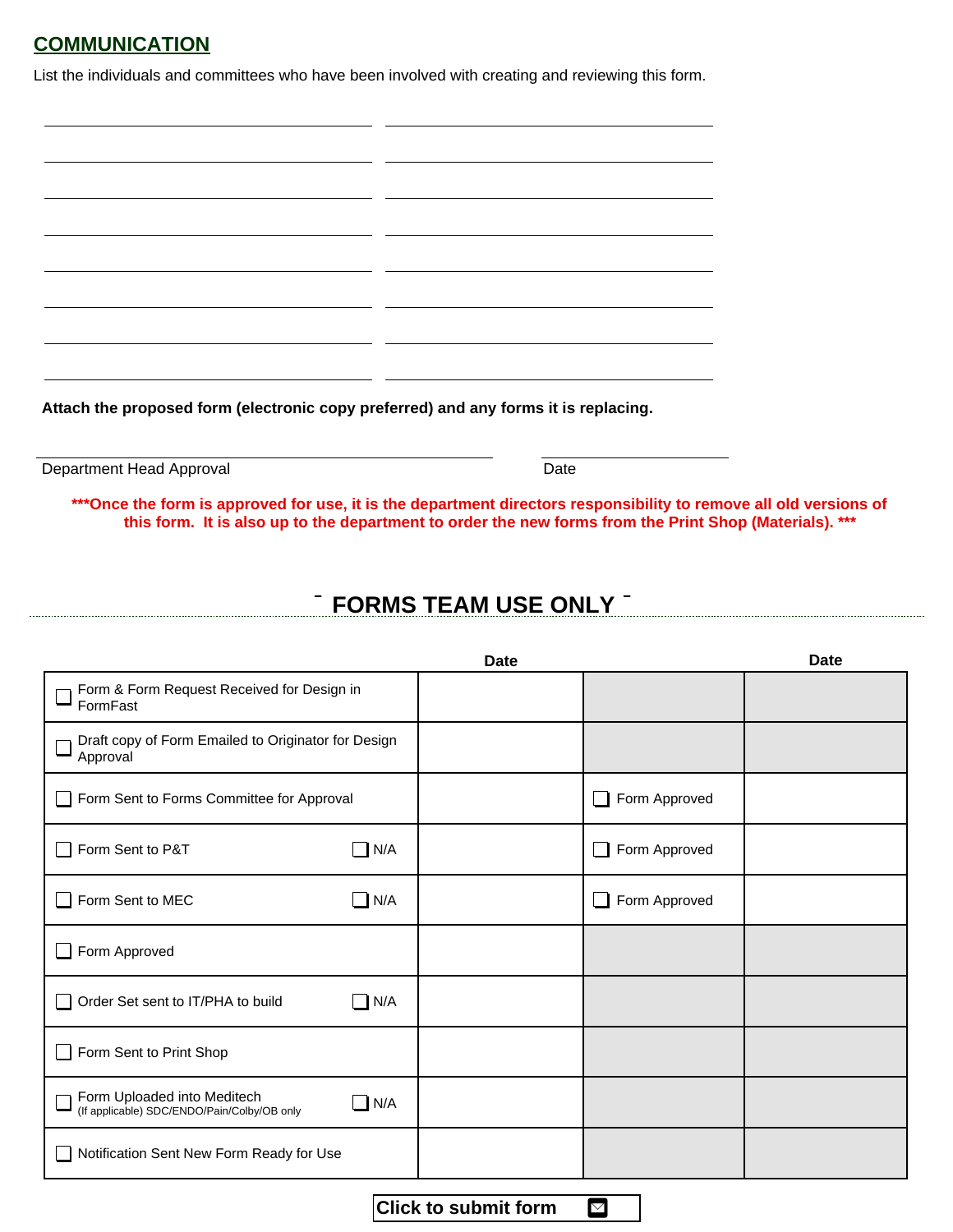## COMMUNICATION

List the individuals and committees who have been involved with creating and reviewing this form.

**Attach the proposed form (electronic copy preferred) and any forms it is replacing.**

Department Head Approval　　　　Date

**\*\*\*Once the form is approved for use, it is the department directors responsibility to remove all old versions of this form. It is also up to the department to order the new forms from the Print Shop (Materials). \*\*\***

## FORMS TEAM USE ONLY

| | Date | | Date |
|---|---|---|---|
| ☐ Form & Form Request Received for Design in FormFast | | | |
| ☐ Draft copy of Form Emailed to Originator for Design Approval | | | |
| ☐ Form Sent to Forms Committee for Approval | | ☐ Form Approved | |
| ☐ Form Sent to P&T ☐ N/A | | ☐ Form Approved | |
| ☐ Form Sent to MEC ☐ N/A | | ☐ Form Approved | |
| ☐ Form Approved | | | |
| ☐ Order Set sent to IT/PHA to build ☐ N/A | | | |
| ☐ Form Sent to Print Shop | | | |
| ☐ Form Uploaded into Meditech (If applicable) SDC/ENDO/Pain/Colby/OB only ☐ N/A | | | |
| ☐ Notification Sent New Form Ready for Use | | | |

Click to submit form